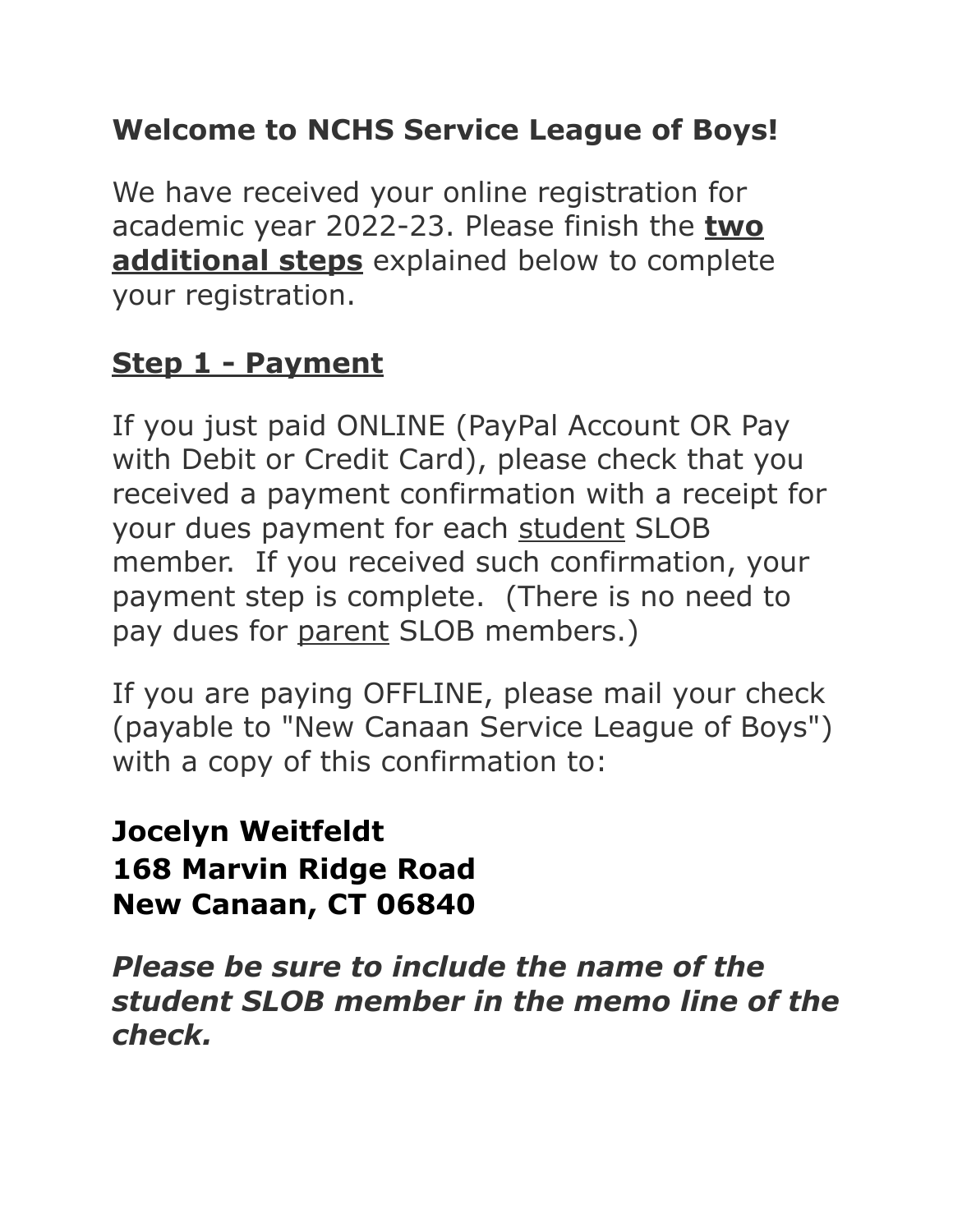# Welcome to NCHS Service League of Boys!

We have received your online registration for academic year 2022-23. Please finish the **two additional steps** explained below to complete your registration.

## Step 1 - Payment

If you just paid ONLINE (PayPal Account OR Pay with Debit or Credit Card), please check that you received a payment confirmation with a receipt for your dues payment for each student SLOB member. If you received such confirmation, your payment step is complete. (There is no need to pay dues for parent SLOB members.)

If you are paying OFFLINE, please mail your check (payable to "New Canaan Service League of Boys") with a copy of this confirmation to:

**Jocelyn Weitfeldt**
**168 Marvin Ridge Road**
**New Canaan, CT 06840**

***Please be sure to include the name of the student SLOB member in the memo line of the check.***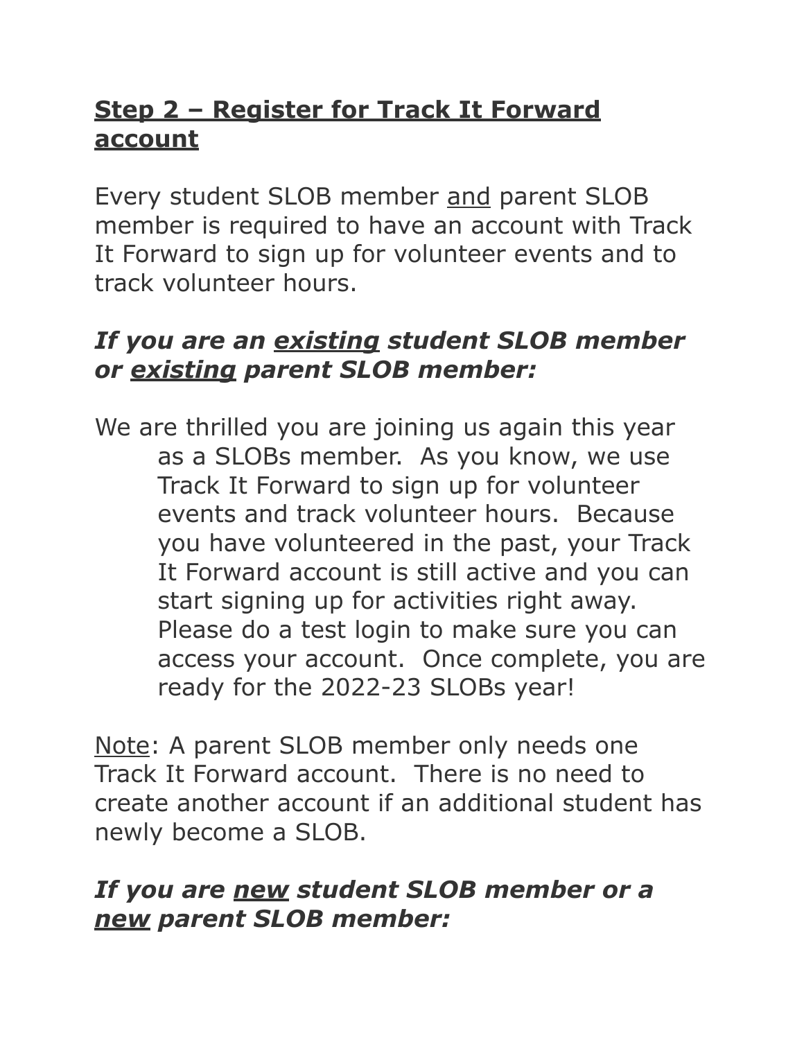## <u>Step 2 – Register for Track It Forward account</u>

Every student SLOB member <u>and</u> parent SLOB member is required to have an account with Track It Forward to sign up for volunteer events and to track volunteer hours.

### *If you are an <u>existing</u> student SLOB member or <u>existing</u> parent SLOB member:*

We are thrilled you are joining us again this year as a SLOBs member. As you know, we use Track It Forward to sign up for volunteer events and track volunteer hours. Because you have volunteered in the past, your Track It Forward account is still active and you can start signing up for activities right away. Please do a test login to make sure you can access your account. Once complete, you are ready for the 2022-23 SLOBs year!

<u>Note</u>: A parent SLOB member only needs one Track It Forward account. There is no need to create another account if an additional student has newly become a SLOB.

### *If you are <u>new</u> student SLOB member or a <u>new</u> parent SLOB member:*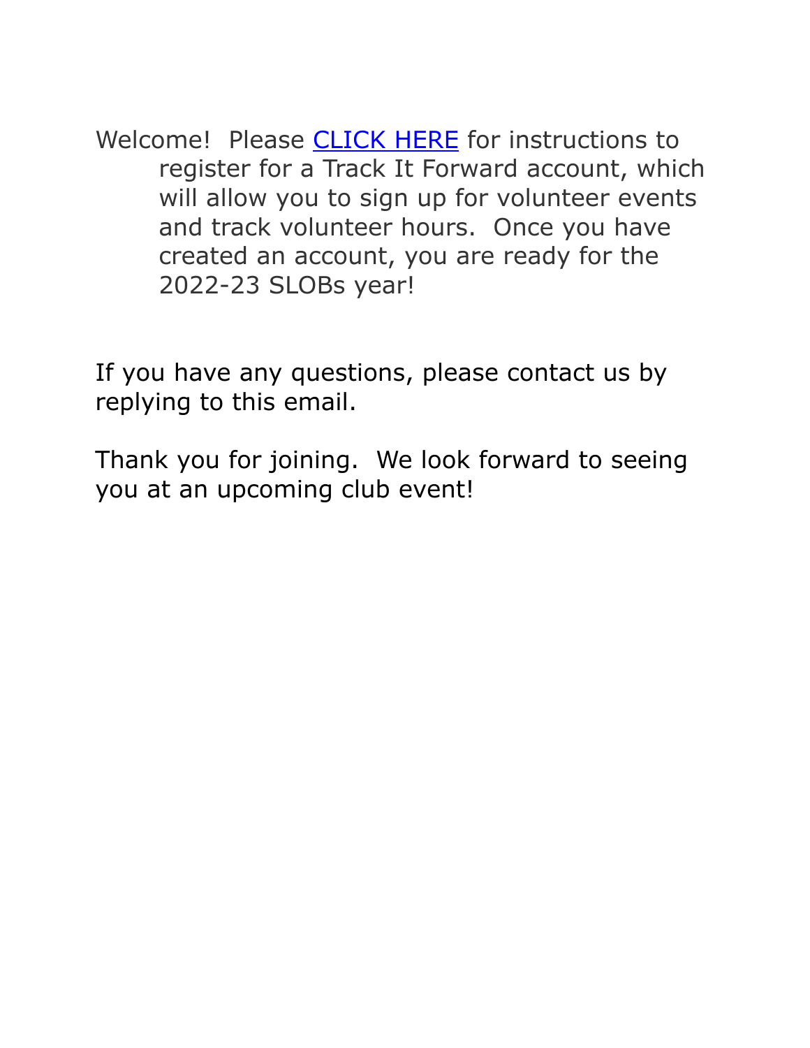Welcome!  Please CLICK HERE for instructions to register for a Track It Forward account, which will allow you to sign up for volunteer events and track volunteer hours.  Once you have created an account, you are ready for the 2022-23 SLOBs year!

If you have any questions, please contact us by replying to this email.

Thank you for joining.  We look forward to seeing you at an upcoming club event!